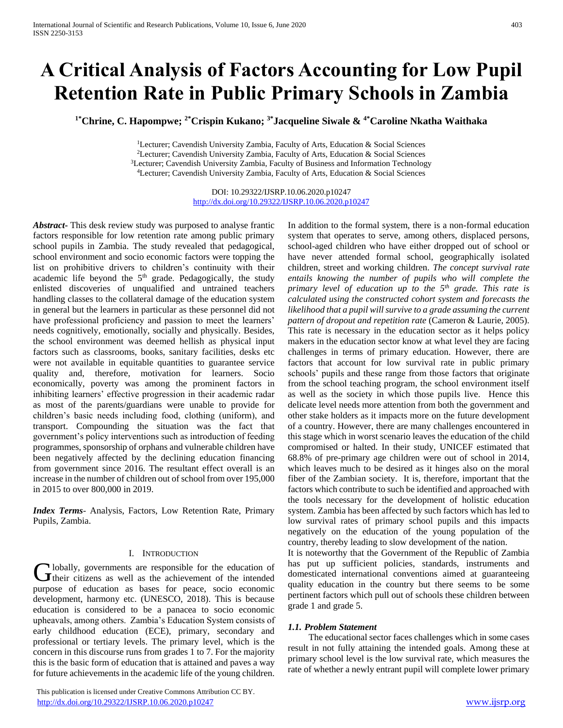# A Critical Analysis of Factors Accounting for Low Pupil Retention Rate in Public Primary Schools in Zambia

**[1*]Chrine, C. Hapompwe; [2*]Crispin Kukano; [3*]Jacqueline Siwale & [4*]Caroline Nkatha Waithaka**

[1]Lecturer; Cavendish University Zambia, Faculty of Arts, Education & Social Sciences
[2]Lecturer; Cavendish University Zambia, Faculty of Arts, Education & Social Sciences
[3]Lecturer; Cavendish University Zambia, Faculty of Business and Information Technology
[4]Lecturer; Cavendish University Zambia, Faculty of Arts, Education & Social Sciences

DOI: 10.29322/IJSRP.10.06.2020.p10247
http://dx.doi.org/10.29322/IJSRP.10.06.2020.p10247

***Abstract*-** This desk review study was purposed to analyse frantic factors responsible for low retention rate among public primary school pupils in Zambia. The study revealed that pedagogical, school environment and socio economic factors were topping the list on prohibitive drivers to children's continuity with their academic life beyond the 5th grade. Pedagogically, the study enlisted discoveries of unqualified and untrained teachers handling classes to the collateral damage of the education system in general but the learners in particular as these personnel did not have professional proficiency and passion to meet the learners' needs cognitively, emotionally, socially and physically. Besides, the school environment was deemed hellish as physical input factors such as classrooms, books, sanitary facilities, desks etc were not available in equitable quantities to guarantee service quality and, therefore, motivation for learners. Socio economically, poverty was among the prominent factors in inhibiting learners' effective progression in their academic radar as most of the parents/guardians were unable to provide for children's basic needs including food, clothing (uniform), and transport. Compounding the situation was the fact that government's policy interventions such as introduction of feeding programmes, sponsorship of orphans and vulnerable children have been negatively affected by the declining education financing from government since 2016. The resultant effect overall is an increase in the number of children out of school from over 195,000 in 2015 to over 800,000 in 2019.

***Index Terms*-** Analysis, Factors, Low Retention Rate, Primary Pupils, Zambia.

## I. Introduction

Globally, governments are responsible for the education of their citizens as well as the achievement of the intended purpose of education as bases for peace, socio economic development, harmony etc. (UNESCO, 2018). This is because education is considered to be a panacea to socio economic upheavals, among others. Zambia's Education System consists of early childhood education (ECE), primary, secondary and professional or tertiary levels. The primary level, which is the concern in this discourse runs from grades 1 to 7. For the majority this is the basic form of education that is attained and paves a way for future achievements in the academic life of the young children.

In addition to the formal system, there is a non-formal education system that operates to serve, among others, displaced persons, school-aged children who have either dropped out of school or have never attended formal school, geographically isolated children, street and working children. *The concept survival rate entails knowing the number of pupils who will complete the primary level of education up to the 5th grade. This rate is calculated using the constructed cohort system and forecasts the likelihood that a pupil will survive to a grade assuming the current pattern of dropout and repetition rate* (Cameron & Laurie, 2005). This rate is necessary in the education sector as it helps policy makers in the education sector know at what level they are facing challenges in terms of primary education. However, there are factors that account for low survival rate in public primary schools' pupils and these range from those factors that originate from the school teaching program, the school environment itself as well as the society in which those pupils live. Hence this delicate level needs more attention from both the government and other stake holders as it impacts more on the future development of a country. However, there are many challenges encountered in this stage which in worst scenario leaves the education of the child compromised or halted. In their study, UNICEF estimated that 68.8% of pre-primary age children were out of school in 2014, which leaves much to be desired as it hinges also on the moral fiber of the Zambian society. It is, therefore, important that the factors which contribute to such be identified and approached with the tools necessary for the development of holistic education system. Zambia has been affected by such factors which has led to low survival rates of primary school pupils and this impacts negatively on the education of the young population of the country, thereby leading to slow development of the nation.

It is noteworthy that the Government of the Republic of Zambia has put up sufficient policies, standards, instruments and domesticated international conventions aimed at guaranteeing quality education in the country but there seems to be some pertinent factors which pull out of schools these children between grade 1 and grade 5.

### *1.1. Problem Statement*

The educational sector faces challenges which in some cases result in not fully attaining the intended goals. Among these at primary school level is the low survival rate, which measures the rate of whether a newly entrant pupil will complete lower primary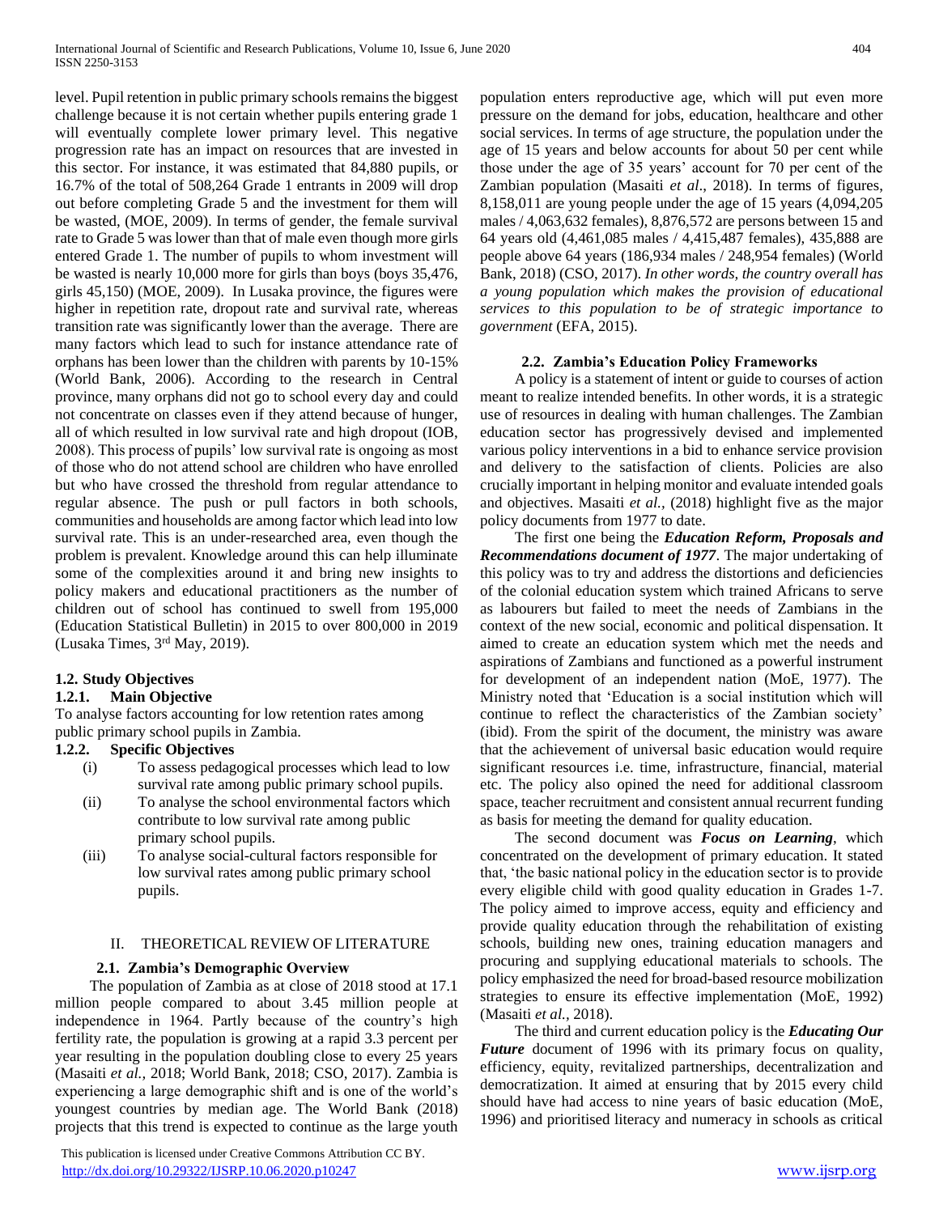level. Pupil retention in public primary schools remains the biggest challenge because it is not certain whether pupils entering grade 1 will eventually complete lower primary level. This negative progression rate has an impact on resources that are invested in this sector. For instance, it was estimated that 84,880 pupils, or 16.7% of the total of 508,264 Grade 1 entrants in 2009 will drop out before completing Grade 5 and the investment for them will be wasted, (MOE, 2009). In terms of gender, the female survival rate to Grade 5 was lower than that of male even though more girls entered Grade 1. The number of pupils to whom investment will be wasted is nearly 10,000 more for girls than boys (boys 35,476, girls 45,150) (MOE, 2009). In Lusaka province, the figures were higher in repetition rate, dropout rate and survival rate, whereas transition rate was significantly lower than the average. There are many factors which lead to such for instance attendance rate of orphans has been lower than the children with parents by 10-15% (World Bank, 2006). According to the research in Central province, many orphans did not go to school every day and could not concentrate on classes even if they attend because of hunger, all of which resulted in low survival rate and high dropout (IOB, 2008). This process of pupils' low survival rate is ongoing as most of those who do not attend school are children who have enrolled but who have crossed the threshold from regular attendance to regular absence. The push or pull factors in both schools, communities and households are among factor which lead into low survival rate. This is an under-researched area, even though the problem is prevalent. Knowledge around this can help illuminate some of the complexities around it and bring new insights to policy makers and educational practitioners as the number of children out of school has continued to swell from 195,000 (Education Statistical Bulletin) in 2015 to over 800,000 in 2019 (Lusaka Times, 3rd May, 2019).

### 1.2. Study Objectives

#### 1.2.1. Main Objective

To analyse factors accounting for low retention rates among public primary school pupils in Zambia.

#### 1.2.2. Specific Objectives

(i) To assess pedagogical processes which lead to low survival rate among public primary school pupils.

(ii) To analyse the school environmental factors which contribute to low survival rate among public primary school pupils.

(iii) To analyse social-cultural factors responsible for low survival rates among public primary school pupils.

## II. THEORETICAL REVIEW OF LITERATURE

### 2.1. Zambia's Demographic Overview

The population of Zambia as at close of 2018 stood at 17.1 million people compared to about 3.45 million people at independence in 1964. Partly because of the country's high fertility rate, the population is growing at a rapid 3.3 percent per year resulting in the population doubling close to every 25 years (Masaiti *et al.,* 2018; World Bank, 2018; CSO, 2017). Zambia is experiencing a large demographic shift and is one of the world's youngest countries by median age. The World Bank (2018) projects that this trend is expected to continue as the large youth population enters reproductive age, which will put even more pressure on the demand for jobs, education, healthcare and other social services. In terms of age structure, the population under the age of 15 years and below accounts for about 50 per cent while those under the age of 35 years' account for 70 per cent of the Zambian population (Masaiti *et al*., 2018). In terms of figures, 8,158,011 are young people under the age of 15 years (4,094,205 males / 4,063,632 females), 8,876,572 are persons between 15 and 64 years old (4,461,085 males / 4,415,487 females), 435,888 are people above 64 years (186,934 males / 248,954 females) (World Bank, 2018) (CSO, 2017). *In other words, the country overall has a young population which makes the provision of educational services to this population to be of strategic importance to government* (EFA, 2015).

### 2.2. Zambia's Education Policy Frameworks

A policy is a statement of intent or guide to courses of action meant to realize intended benefits. In other words, it is a strategic use of resources in dealing with human challenges. The Zambian education sector has progressively devised and implemented various policy interventions in a bid to enhance service provision and delivery to the satisfaction of clients. Policies are also crucially important in helping monitor and evaluate intended goals and objectives. Masaiti *et al.,* (2018) highlight five as the major policy documents from 1977 to date.

The first one being the ***Education Reform, Proposals and Recommendations document of 1977***. The major undertaking of this policy was to try and address the distortions and deficiencies of the colonial education system which trained Africans to serve as labourers but failed to meet the needs of Zambians in the context of the new social, economic and political dispensation. It aimed to create an education system which met the needs and aspirations of Zambians and functioned as a powerful instrument for development of an independent nation (MoE, 1977). The Ministry noted that 'Education is a social institution which will continue to reflect the characteristics of the Zambian society' (ibid). From the spirit of the document, the ministry was aware that the achievement of universal basic education would require significant resources i.e. time, infrastructure, financial, material etc. The policy also opined the need for additional classroom space, teacher recruitment and consistent annual recurrent funding as basis for meeting the demand for quality education.

The second document was ***Focus on Learning***, which concentrated on the development of primary education. It stated that, 'the basic national policy in the education sector is to provide every eligible child with good quality education in Grades 1-7. The policy aimed to improve access, equity and efficiency and provide quality education through the rehabilitation of existing schools, building new ones, training education managers and procuring and supplying educational materials to schools. The policy emphasized the need for broad-based resource mobilization strategies to ensure its effective implementation (MoE, 1992) (Masaiti *et al.,* 2018).

The third and current education policy is the ***Educating Our Future*** document of 1996 with its primary focus on quality, efficiency, equity, revitalized partnerships, decentralization and democratization. It aimed at ensuring that by 2015 every child should have had access to nine years of basic education (MoE, 1996) and prioritised literacy and numeracy in schools as critical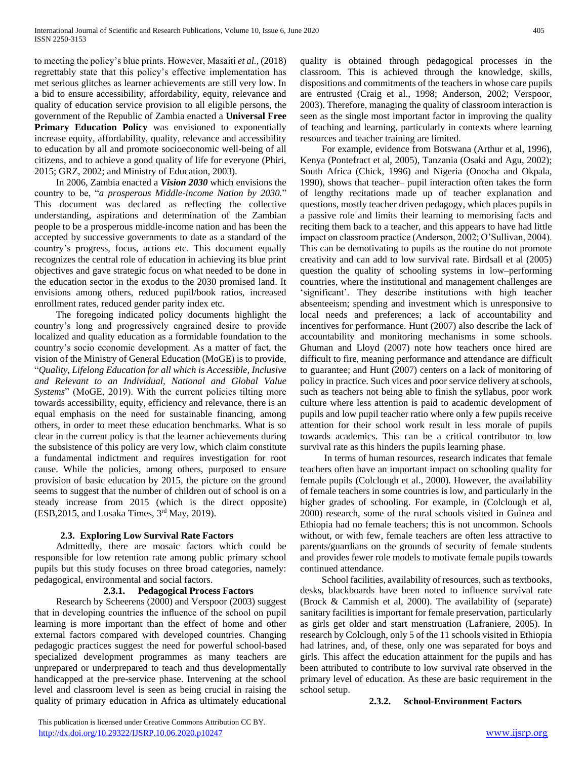to meeting the policy's blue prints. However, Masaiti *et al.,* (2018) regrettably state that this policy's effective implementation has met serious glitches as learner achievements are still very low. In a bid to ensure accessibility, affordability, equity, relevance and quality of education service provision to all eligible persons, the government of the Republic of Zambia enacted a **Universal Free Primary Education Policy** was envisioned to exponentially increase equity, affordability, quality, relevance and accessibility to education by all and promote socioeconomic well-being of all citizens, and to achieve a good quality of life for everyone (Phiri, 2015; GRZ, 2002; and Ministry of Education, 2003).

In 2006, Zambia enacted a ***Vision 2030*** which envisions the country to be, "*a prosperous Middle-income Nation by 2030.*" This document was declared as reflecting the collective understanding, aspirations and determination of the Zambian people to be a prosperous middle-income nation and has been the accepted by successive governments to date as a standard of the country's progress, focus, actions etc. This document equally recognizes the central role of education in achieving its blue print objectives and gave strategic focus on what needed to be done in the education sector in the exodus to the 2030 promised land. It envisions among others, reduced pupil/book ratios, increased enrollment rates, reduced gender parity index etc.

The foregoing indicated policy documents highlight the country's long and progressively engrained desire to provide localized and quality education as a formidable foundation to the country's socio economic development. As a matter of fact, the vision of the Ministry of General Education (MoGE) is to provide, "*Quality, Lifelong Education for all which is Accessible, Inclusive and Relevant to an Individual, National and Global Value Systems*" (MoGE, 2019). With the current policies tilting more towards accessibility, equity, efficiency and relevance, there is an equal emphasis on the need for sustainable financing, among others, in order to meet these education benchmarks. What is so clear in the current policy is that the learner achievements during the subsistence of this policy are very low, which claim constitute a fundamental indictment and requires investigation for root cause. While the policies, among others, purposed to ensure provision of basic education by 2015, the picture on the ground seems to suggest that the number of children out of school is on a steady increase from 2015 (which is the direct opposite) (ESB,2015, and Lusaka Times, 3rd May, 2019).

### 2.3. Exploring Low Survival Rate Factors

Admittedly, there are mosaic factors which could be responsible for low retention rate among public primary school pupils but this study focuses on three broad categories, namely: pedagogical, environmental and social factors.

#### 2.3.1. Pedagogical Process Factors

Research by Scheerens (2000) and Verspoor (2003) suggest that in developing countries the influence of the school on pupil learning is more important than the effect of home and other external factors compared with developed countries. Changing pedagogic practices suggest the need for powerful school-based specialized development programmes as many teachers are unprepared or underprepared to teach and thus developmentally handicapped at the pre-service phase. Intervening at the school level and classroom level is seen as being crucial in raising the quality of primary education in Africa as ultimately educational quality is obtained through pedagogical processes in the classroom. This is achieved through the knowledge, skills, dispositions and commitments of the teachers in whose care pupils are entrusted (Craig et al., 1998; Anderson, 2002; Verspoor, 2003). Therefore, managing the quality of classroom interaction is seen as the single most important factor in improving the quality of teaching and learning, particularly in contexts where learning resources and teacher training are limited.

For example, evidence from Botswana (Arthur et al, 1996), Kenya (Pontefract et al, 2005), Tanzania (Osaki and Agu, 2002); South Africa (Chick, 1996) and Nigeria (Onocha and Okpala, 1990), shows that teacher– pupil interaction often takes the form of lengthy recitations made up of teacher explanation and questions, mostly teacher driven pedagogy, which places pupils in a passive role and limits their learning to memorising facts and reciting them back to a teacher, and this appears to have had little impact on classroom practice (Anderson, 2002; O'Sullivan, 2004). This can be demotivating to pupils as the routine do not promote creativity and can add to low survival rate. Birdsall et al (2005) question the quality of schooling systems in low–performing countries, where the institutional and management challenges are 'significant'. They describe institutions with high teacher absenteeism; spending and investment which is unresponsive to local needs and preferences; a lack of accountability and incentives for performance. Hunt (2007) also describe the lack of accountability and monitoring mechanisms in some schools. Ghuman and Lloyd (2007) note how teachers once hired are difficult to fire, meaning performance and attendance are difficult to guarantee; and Hunt (2007) centers on a lack of monitoring of policy in practice. Such vices and poor service delivery at schools, such as teachers not being able to finish the syllabus, poor work culture where less attention is paid to academic development of pupils and low pupil teacher ratio where only a few pupils receive attention for their school work result in less morale of pupils towards academics. This can be a critical contributor to low survival rate as this hinders the pupils learning phase.

In terms of human resources, research indicates that female teachers often have an important impact on schooling quality for female pupils (Colclough et al., 2000). However, the availability of female teachers in some countries is low, and particularly in the higher grades of schooling. For example, in (Colclough et al, 2000) research, some of the rural schools visited in Guinea and Ethiopia had no female teachers; this is not uncommon. Schools without, or with few, female teachers are often less attractive to parents/guardians on the grounds of security of female students and provides fewer role models to motivate female pupils towards continued attendance.

School facilities, availability of resources, such as textbooks, desks, blackboards have been noted to influence survival rate (Brock & Cammish et al, 2000). The availability of (separate) sanitary facilities is important for female preservation, particularly as girls get older and start menstruation (Lafraniere, 2005). In research by Colclough, only 5 of the 11 schools visited in Ethiopia had latrines, and, of these, only one was separated for boys and girls. This affect the education attainment for the pupils and has been attributed to contribute to low survival rate observed in the primary level of education. As these are basic requirement in the school setup.

#### 2.3.2. School-Environment Factors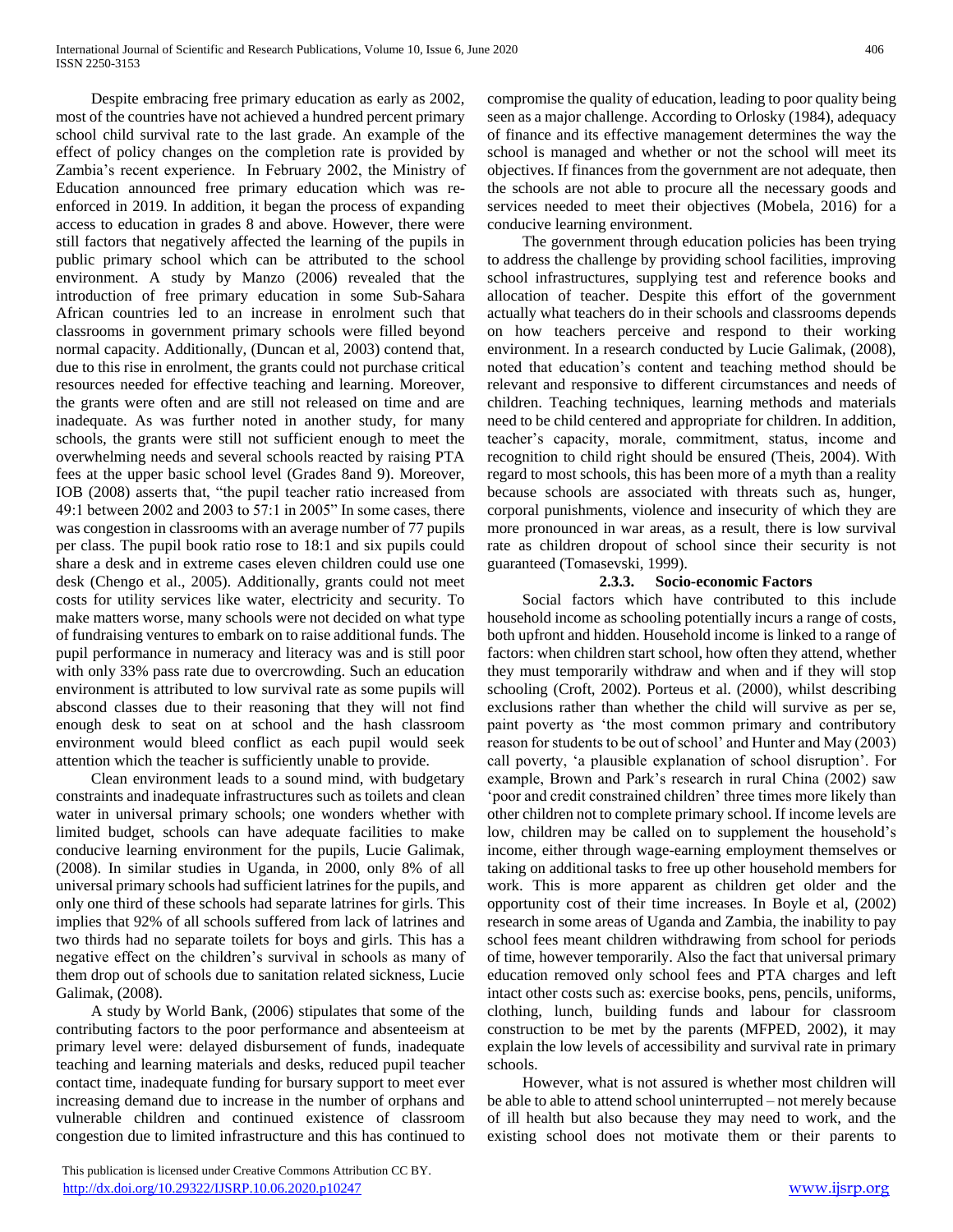Despite embracing free primary education as early as 2002, most of the countries have not achieved a hundred percent primary school child survival rate to the last grade. An example of the effect of policy changes on the completion rate is provided by Zambia's recent experience. In February 2002, the Ministry of Education announced free primary education which was re-enforced in 2019. In addition, it began the process of expanding access to education in grades 8 and above. However, there were still factors that negatively affected the learning of the pupils in public primary school which can be attributed to the school environment. A study by Manzo (2006) revealed that the introduction of free primary education in some Sub-Sahara African countries led to an increase in enrolment such that classrooms in government primary schools were filled beyond normal capacity. Additionally, (Duncan et al, 2003) contend that, due to this rise in enrolment, the grants could not purchase critical resources needed for effective teaching and learning. Moreover, the grants were often and are still not released on time and are inadequate. As was further noted in another study, for many schools, the grants were still not sufficient enough to meet the overwhelming needs and several schools reacted by raising PTA fees at the upper basic school level (Grades 8and 9). Moreover, IOB (2008) asserts that, "the pupil teacher ratio increased from 49:1 between 2002 and 2003 to 57:1 in 2005" In some cases, there was congestion in classrooms with an average number of 77 pupils per class. The pupil book ratio rose to 18:1 and six pupils could share a desk and in extreme cases eleven children could use one desk (Chengo et al., 2005). Additionally, grants could not meet costs for utility services like water, electricity and security. To make matters worse, many schools were not decided on what type of fundraising ventures to embark on to raise additional funds. The pupil performance in numeracy and literacy was and is still poor with only 33% pass rate due to overcrowding. Such an education environment is attributed to low survival rate as some pupils will abscond classes due to their reasoning that they will not find enough desk to seat on at school and the hash classroom environment would bleed conflict as each pupil would seek attention which the teacher is sufficiently unable to provide.

Clean environment leads to a sound mind, with budgetary constraints and inadequate infrastructures such as toilets and clean water in universal primary schools; one wonders whether with limited budget, schools can have adequate facilities to make conducive learning environment for the pupils, Lucie Galimak, (2008). In similar studies in Uganda, in 2000, only 8% of all universal primary schools had sufficient latrines for the pupils, and only one third of these schools had separate latrines for girls. This implies that 92% of all schools suffered from lack of latrines and two thirds had no separate toilets for boys and girls. This has a negative effect on the children's survival in schools as many of them drop out of schools due to sanitation related sickness, Lucie Galimak, (2008).

A study by World Bank, (2006) stipulates that some of the contributing factors to the poor performance and absenteeism at primary level were: delayed disbursement of funds, inadequate teaching and learning materials and desks, reduced pupil teacher contact time, inadequate funding for bursary support to meet ever increasing demand due to increase in the number of orphans and vulnerable children and continued existence of classroom congestion due to limited infrastructure and this has continued to compromise the quality of education, leading to poor quality being seen as a major challenge. According to Orlosky (1984), adequacy of finance and its effective management determines the way the school is managed and whether or not the school will meet its objectives. If finances from the government are not adequate, then the schools are not able to procure all the necessary goods and services needed to meet their objectives (Mobela, 2016) for a conducive learning environment.

The government through education policies has been trying to address the challenge by providing school facilities, improving school infrastructures, supplying test and reference books and allocation of teacher. Despite this effort of the government actually what teachers do in their schools and classrooms depends on how teachers perceive and respond to their working environment. In a research conducted by Lucie Galimak, (2008), noted that education's content and teaching method should be relevant and responsive to different circumstances and needs of children. Teaching techniques, learning methods and materials need to be child centered and appropriate for children. In addition, teacher's capacity, morale, commitment, status, income and recognition to child right should be ensured (Theis, 2004). With regard to most schools, this has been more of a myth than a reality because schools are associated with threats such as, hunger, corporal punishments, violence and insecurity of which they are more pronounced in war areas, as a result, there is low survival rate as children dropout of school since their security is not guaranteed (Tomasevski, 1999).

### 2.3.3. Socio-economic Factors

Social factors which have contributed to this include household income as schooling potentially incurs a range of costs, both upfront and hidden. Household income is linked to a range of factors: when children start school, how often they attend, whether they must temporarily withdraw and when and if they will stop schooling (Croft, 2002). Porteus et al. (2000), whilst describing exclusions rather than whether the child will survive as per se, paint poverty as 'the most common primary and contributory reason for students to be out of school' and Hunter and May (2003) call poverty, 'a plausible explanation of school disruption'. For example, Brown and Park's research in rural China (2002) saw 'poor and credit constrained children' three times more likely than other children not to complete primary school. If income levels are low, children may be called on to supplement the household's income, either through wage-earning employment themselves or taking on additional tasks to free up other household members for work. This is more apparent as children get older and the opportunity cost of their time increases. In Boyle et al, (2002) research in some areas of Uganda and Zambia, the inability to pay school fees meant children withdrawing from school for periods of time, however temporarily. Also the fact that universal primary education removed only school fees and PTA charges and left intact other costs such as: exercise books, pens, pencils, uniforms, clothing, lunch, building funds and labour for classroom construction to be met by the parents (MFPED, 2002), it may explain the low levels of accessibility and survival rate in primary schools.

However, what is not assured is whether most children will be able to able to attend school uninterrupted – not merely because of ill health but also because they may need to work, and the existing school does not motivate them or their parents to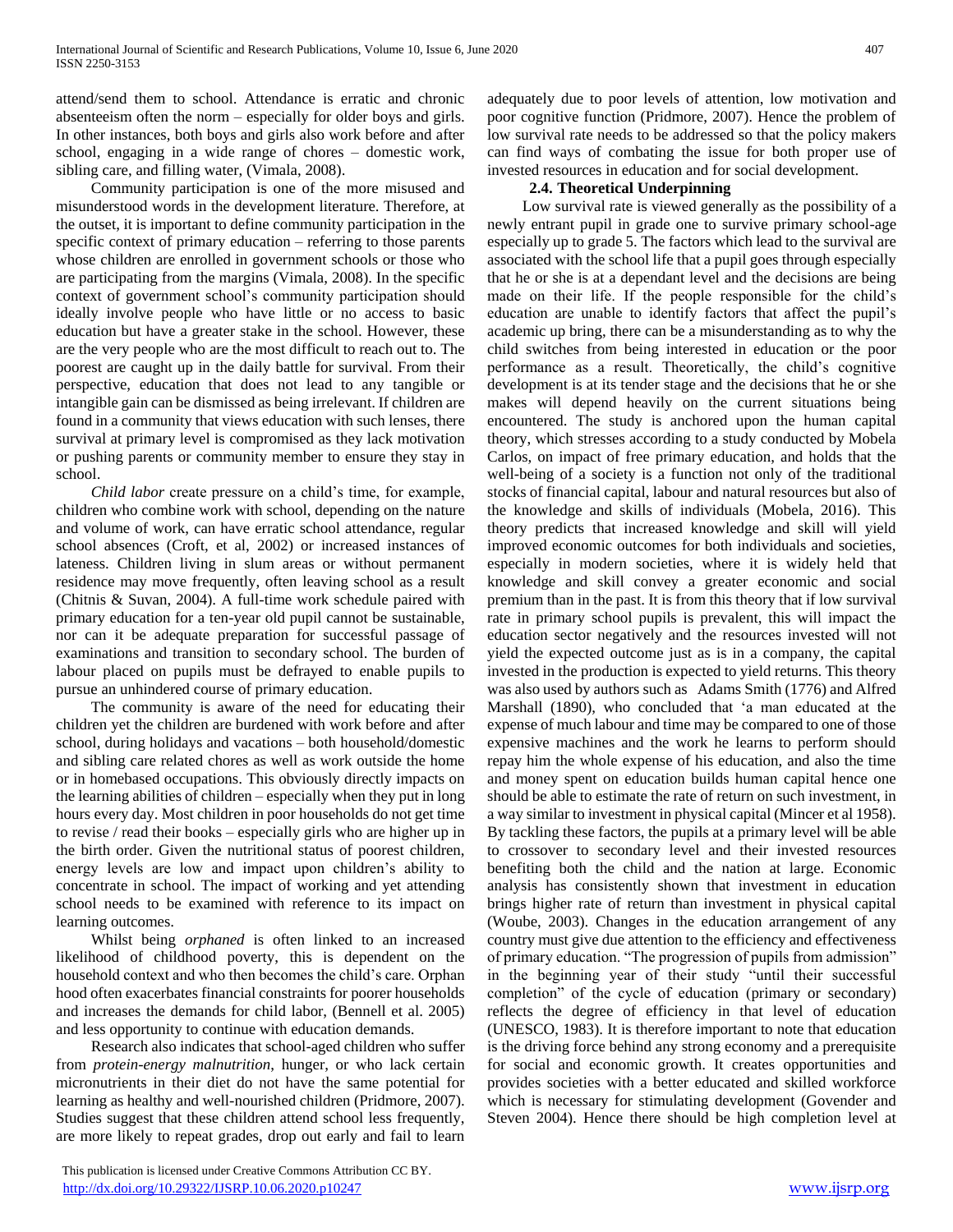attend/send them to school. Attendance is erratic and chronic absenteeism often the norm – especially for older boys and girls. In other instances, both boys and girls also work before and after school, engaging in a wide range of chores – domestic work, sibling care, and filling water, (Vimala, 2008).

Community participation is one of the more misused and misunderstood words in the development literature. Therefore, at the outset, it is important to define community participation in the specific context of primary education – referring to those parents whose children are enrolled in government schools or those who are participating from the margins (Vimala, 2008). In the specific context of government school's community participation should ideally involve people who have little or no access to basic education but have a greater stake in the school. However, these are the very people who are the most difficult to reach out to. The poorest are caught up in the daily battle for survival. From their perspective, education that does not lead to any tangible or intangible gain can be dismissed as being irrelevant. If children are found in a community that views education with such lenses, there survival at primary level is compromised as they lack motivation or pushing parents or community member to ensure they stay in school.

*Child labor* create pressure on a child's time, for example, children who combine work with school, depending on the nature and volume of work, can have erratic school attendance, regular school absences (Croft, et al, 2002) or increased instances of lateness. Children living in slum areas or without permanent residence may move frequently, often leaving school as a result (Chitnis & Suvan, 2004). A full-time work schedule paired with primary education for a ten-year old pupil cannot be sustainable, nor can it be adequate preparation for successful passage of examinations and transition to secondary school. The burden of labour placed on pupils must be defrayed to enable pupils to pursue an unhindered course of primary education.

The community is aware of the need for educating their children yet the children are burdened with work before and after school, during holidays and vacations – both household/domestic and sibling care related chores as well as work outside the home or in homebased occupations. This obviously directly impacts on the learning abilities of children – especially when they put in long hours every day. Most children in poor households do not get time to revise / read their books – especially girls who are higher up in the birth order. Given the nutritional status of poorest children, energy levels are low and impact upon children's ability to concentrate in school. The impact of working and yet attending school needs to be examined with reference to its impact on learning outcomes.

Whilst being *orphaned* is often linked to an increased likelihood of childhood poverty, this is dependent on the household context and who then becomes the child's care. Orphan hood often exacerbates financial constraints for poorer households and increases the demands for child labor, (Bennell et al. 2005) and less opportunity to continue with education demands.

Research also indicates that school-aged children who suffer from *protein-energy malnutrition*, hunger, or who lack certain micronutrients in their diet do not have the same potential for learning as healthy and well-nourished children (Pridmore, 2007). Studies suggest that these children attend school less frequently, are more likely to repeat grades, drop out early and fail to learn adequately due to poor levels of attention, low motivation and poor cognitive function (Pridmore, 2007). Hence the problem of low survival rate needs to be addressed so that the policy makers can find ways of combating the issue for both proper use of invested resources in education and for social development.

### 2.4. Theoretical Underpinning

Low survival rate is viewed generally as the possibility of a newly entrant pupil in grade one to survive primary school-age especially up to grade 5. The factors which lead to the survival are associated with the school life that a pupil goes through especially that he or she is at a dependant level and the decisions are being made on their life. If the people responsible for the child's education are unable to identify factors that affect the pupil's academic up bring, there can be a misunderstanding as to why the child switches from being interested in education or the poor performance as a result. Theoretically, the child's cognitive development is at its tender stage and the decisions that he or she makes will depend heavily on the current situations being encountered. The study is anchored upon the human capital theory, which stresses according to a study conducted by Mobela Carlos, on impact of free primary education, and holds that the well-being of a society is a function not only of the traditional stocks of financial capital, labour and natural resources but also of the knowledge and skills of individuals (Mobela, 2016). This theory predicts that increased knowledge and skill will yield improved economic outcomes for both individuals and societies, especially in modern societies, where it is widely held that knowledge and skill convey a greater economic and social premium than in the past. It is from this theory that if low survival rate in primary school pupils is prevalent, this will impact the education sector negatively and the resources invested will not yield the expected outcome just as is in a company, the capital invested in the production is expected to yield returns. This theory was also used by authors such as Adams Smith (1776) and Alfred Marshall (1890), who concluded that 'a man educated at the expense of much labour and time may be compared to one of those expensive machines and the work he learns to perform should repay him the whole expense of his education, and also the time and money spent on education builds human capital hence one should be able to estimate the rate of return on such investment, in a way similar to investment in physical capital (Mincer et al 1958). By tackling these factors, the pupils at a primary level will be able to crossover to secondary level and their invested resources benefiting both the child and the nation at large. Economic analysis has consistently shown that investment in education brings higher rate of return than investment in physical capital (Woube, 2003). Changes in the education arrangement of any country must give due attention to the efficiency and effectiveness of primary education. "The progression of pupils from admission" in the beginning year of their study "until their successful completion" of the cycle of education (primary or secondary) reflects the degree of efficiency in that level of education (UNESCO, 1983). It is therefore important to note that education is the driving force behind any strong economy and a prerequisite for social and economic growth. It creates opportunities and provides societies with a better educated and skilled workforce which is necessary for stimulating development (Govender and Steven 2004). Hence there should be high completion level at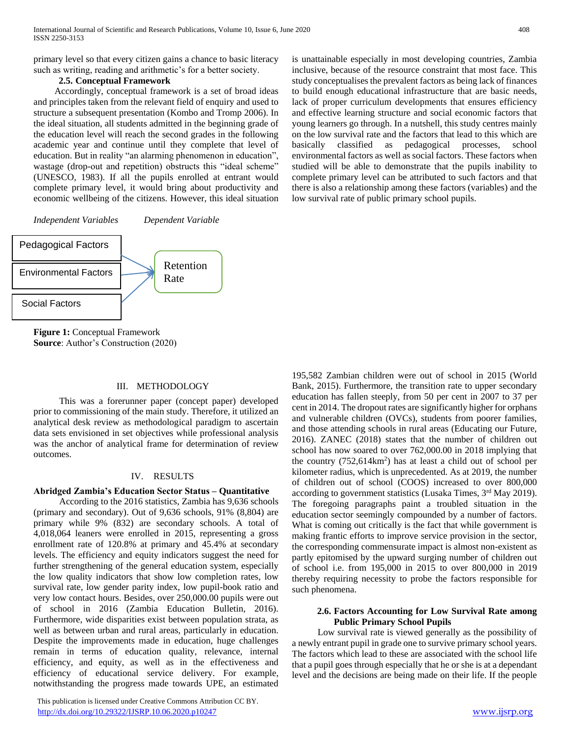primary level so that every citizen gains a chance to basic literacy such as writing, reading and arithmetic's for a better society.

### 2.5. Conceptual Framework

Accordingly, conceptual framework is a set of broad ideas and principles taken from the relevant field of enquiry and used to structure a subsequent presentation (Kombo and Tromp 2006). In the ideal situation, all students admitted in the beginning grade of the education level will reach the second grades in the following academic year and continue until they complete that level of education. But in reality "an alarming phenomenon in education", wastage (drop-out and repetition) obstructs this "ideal scheme" (UNESCO, 1983). If all the pupils enrolled at entrant would complete primary level, it would bring about productivity and economic wellbeing of the citizens. However, this ideal situation is unattainable especially in most developing countries, Zambia inclusive, because of the resource constraint that most face. This study conceptualises the prevalent factors as being lack of finances to build enough educational infrastructure that are basic needs, lack of proper curriculum developments that ensures efficiency and effective learning structure and social economic factors that young learners go through. In a nutshell, this study centres mainly on the low survival rate and the factors that lead to this which are basically classified as pedagogical processes, school environmental factors as well as social factors. These factors when studied will be able to demonstrate that the pupils inability to complete primary level can be attributed to such factors and that there is also a relationship among these factors (variables) and the low survival rate of public primary school pupils.

*Independent Variables* *Dependent Variable*

Pedagogical Factors
Environmental Factors
Social Factors
→ Retention Rate

**Figure 1:** Conceptual Framework
**Source**: Author's Construction (2020)

## III. METHODOLOGY

This was a forerunner paper (concept paper) developed prior to commissioning of the main study. Therefore, it utilized an analytical desk review as methodological paradigm to ascertain data sets envisioned in set objectives while professional analysis was the anchor of analytical frame for determination of review outcomes.

## IV. RESULTS

**Abridged Zambia's Education Sector Status – Quantitative**

According to the 2016 statistics, Zambia has 9,636 schools (primary and secondary). Out of 9,636 schools, 91% (8,804) are primary while 9% (832) are secondary schools. A total of 4,018,064 leaners were enrolled in 2015, representing a gross enrollment rate of 120.8% at primary and 45.4% at secondary levels. The efficiency and equity indicators suggest the need for further strengthening of the general education system, especially the low quality indicators that show low completion rates, low survival rate, low gender parity index, low pupil-book ratio and very low contact hours. Besides, over 250,000.00 pupils were out of school in 2016 (Zambia Education Bulletin, 2016). Furthermore, wide disparities exist between population strata, as well as between urban and rural areas, particularly in education. Despite the improvements made in education, huge challenges remain in terms of education quality, relevance, internal efficiency, and equity, as well as in the effectiveness and efficiency of educational service delivery. For example, notwithstanding the progress made towards UPE, an estimated 195,582 Zambian children were out of school in 2015 (World Bank, 2015). Furthermore, the transition rate to upper secondary education has fallen steeply, from 50 per cent in 2007 to 37 per cent in 2014. The dropout rates are significantly higher for orphans and vulnerable children (OVCs), students from poorer families, and those attending schools in rural areas (Educating our Future, 2016). ZANEC (2018) states that the number of children out school has now soared to over 762,000.00 in 2018 implying that the country (752,614km$^2$) has at least a child out of school per kilometer radius, which is unprecedented. As at 2019, the number of children out of school (COOS) increased to over 800,000 according to government statistics (Lusaka Times, 3rd May 2019). The foregoing paragraphs paint a troubled situation in the education sector seemingly compounded by a number of factors. What is coming out critically is the fact that while government is making frantic efforts to improve service provision in the sector, the corresponding commensurate impact is almost non-existent as partly epitomised by the upward surging number of children out of school i.e. from 195,000 in 2015 to over 800,000 in 2019 thereby requiring necessity to probe the factors responsible for such phenomena.

### 2.6. Factors Accounting for Low Survival Rate among Public Primary School Pupils

Low survival rate is viewed generally as the possibility of a newly entrant pupil in grade one to survive primary school years. The factors which lead to these are associated with the school life that a pupil goes through especially that he or she is at a dependant level and the decisions are being made on their life. If the people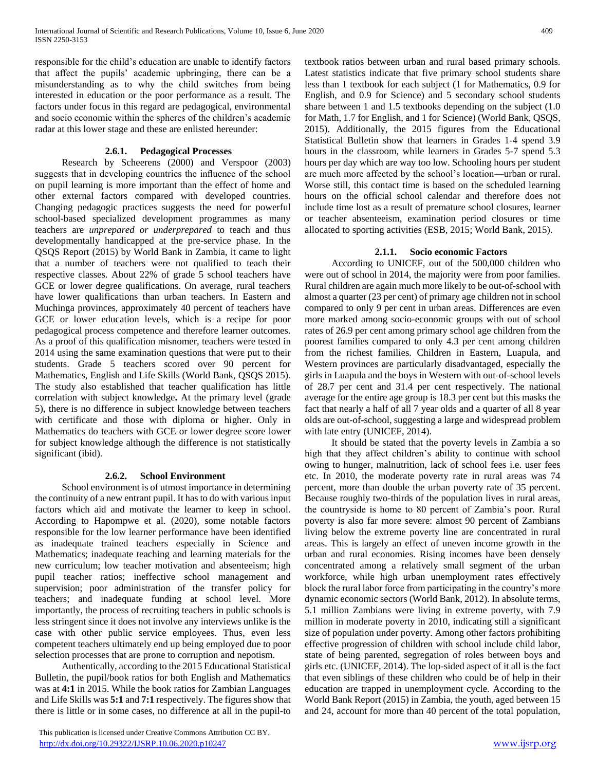responsible for the child's education are unable to identify factors that affect the pupils' academic upbringing, there can be a misunderstanding as to why the child switches from being interested in education or the poor performance as a result. The factors under focus in this regard are pedagogical, environmental and socio economic within the spheres of the children's academic radar at this lower stage and these are enlisted hereunder:

### 2.6.1. Pedagogical Processes

Research by Scheerens (2000) and Verspoor (2003) suggests that in developing countries the influence of the school on pupil learning is more important than the effect of home and other external factors compared with developed countries. Changing pedagogic practices suggests the need for powerful school-based specialized development programmes as many teachers are *unprepared or underprepared* to teach and thus developmentally handicapped at the pre-service phase. In the QSQS Report (2015) by World Bank in Zambia, it came to light that a number of teachers were not qualified to teach their respective classes. About 22% of grade 5 school teachers have GCE or lower degree qualifications. On average, rural teachers have lower qualifications than urban teachers. In Eastern and Muchinga provinces, approximately 40 percent of teachers have GCE or lower education levels, which is a recipe for poor pedagogical process competence and therefore learner outcomes. As a proof of this qualification misnomer, teachers were tested in 2014 using the same examination questions that were put to their students. Grade 5 teachers scored over 90 percent for Mathematics, English and Life Skills (World Bank, QSQS 2015). The study also established that teacher qualification has little correlation with subject knowledge**.** At the primary level (grade 5), there is no difference in subject knowledge between teachers with certificate and those with diploma or higher. Only in Mathematics do teachers with GCE or lower degree score lower for subject knowledge although the difference is not statistically significant (ibid).

### 2.6.2. School Environment

School environment is of utmost importance in determining the continuity of a new entrant pupil. It has to do with various input factors which aid and motivate the learner to keep in school. According to Hapompwe et al. (2020), some notable factors responsible for the low learner performance have been identified as inadequate trained teachers especially in Science and Mathematics; inadequate teaching and learning materials for the new curriculum; low teacher motivation and absenteeism; high pupil teacher ratios; ineffective school management and supervision; poor administration of the transfer policy for teachers; and inadequate funding at school level. More importantly, the process of recruiting teachers in public schools is less stringent since it does not involve any interviews unlike is the case with other public service employees. Thus, even less competent teachers ultimately end up being employed due to poor selection processes that are prone to corruption and nepotism.

Authentically, according to the 2015 Educational Statistical Bulletin, the pupil/book ratios for both English and Mathematics was at **4:1** in 2015. While the book ratios for Zambian Languages and Life Skills was **5:1** and **7:1** respectively. The figures show that there is little or in some cases, no difference at all in the pupil-to textbook ratios between urban and rural based primary schools. Latest statistics indicate that five primary school students share less than 1 textbook for each subject (1 for Mathematics, 0.9 for English, and 0.9 for Science) and 5 secondary school students share between 1 and 1.5 textbooks depending on the subject (1.0 for Math, 1.7 for English, and 1 for Science) (World Bank, QSQS, 2015). Additionally, the 2015 figures from the Educational Statistical Bulletin show that learners in Grades 1-4 spend 3.9 hours in the classroom, while learners in Grades 5-7 spend 5.3 hours per day which are way too low. Schooling hours per student are much more affected by the school's location—urban or rural. Worse still, this contact time is based on the scheduled learning hours on the official school calendar and therefore does not include time lost as a result of premature school closures, learner or teacher absenteeism, examination period closures or time allocated to sporting activities (ESB, 2015; World Bank, 2015).

### 2.1.1. Socio economic Factors

According to UNICEF, out of the 500,000 children who were out of school in 2014, the majority were from poor families. Rural children are again much more likely to be out-of-school with almost a quarter (23 per cent) of primary age children not in school compared to only 9 per cent in urban areas. Differences are even more marked among socio-economic groups with out of school rates of 26.9 per cent among primary school age children from the poorest families compared to only 4.3 per cent among children from the richest families. Children in Eastern, Luapula, and Western provinces are particularly disadvantaged, especially the girls in Luapula and the boys in Western with out-of-school levels of 28.7 per cent and 31.4 per cent respectively. The national average for the entire age group is 18.3 per cent but this masks the fact that nearly a half of all 7 year olds and a quarter of all 8 year olds are out-of-school, suggesting a large and widespread problem with late entry (UNICEF, 2014).

It should be stated that the poverty levels in Zambia a so high that they affect children's ability to continue with school owing to hunger, malnutrition, lack of school fees i.e. user fees etc. In 2010, the moderate poverty rate in rural areas was 74 percent, more than double the urban poverty rate of 35 percent. Because roughly two-thirds of the population lives in rural areas, the countryside is home to 80 percent of Zambia's poor. Rural poverty is also far more severe: almost 90 percent of Zambians living below the extreme poverty line are concentrated in rural areas. This is largely an effect of uneven income growth in the urban and rural economies. Rising incomes have been densely concentrated among a relatively small segment of the urban workforce, while high urban unemployment rates effectively block the rural labor force from participating in the country's more dynamic economic sectors (World Bank, 2012). In absolute terms, 5.1 million Zambians were living in extreme poverty, with 7.9 million in moderate poverty in 2010, indicating still a significant size of population under poverty. Among other factors prohibiting effective progression of children with school include child labor, state of being parented, segregation of roles between boys and girls etc. (UNICEF, 2014). The lop-sided aspect of it all is the fact that even siblings of these children who could be of help in their education are trapped in unemployment cycle. According to the World Bank Report (2015) in Zambia, the youth, aged between 15 and 24, account for more than 40 percent of the total population,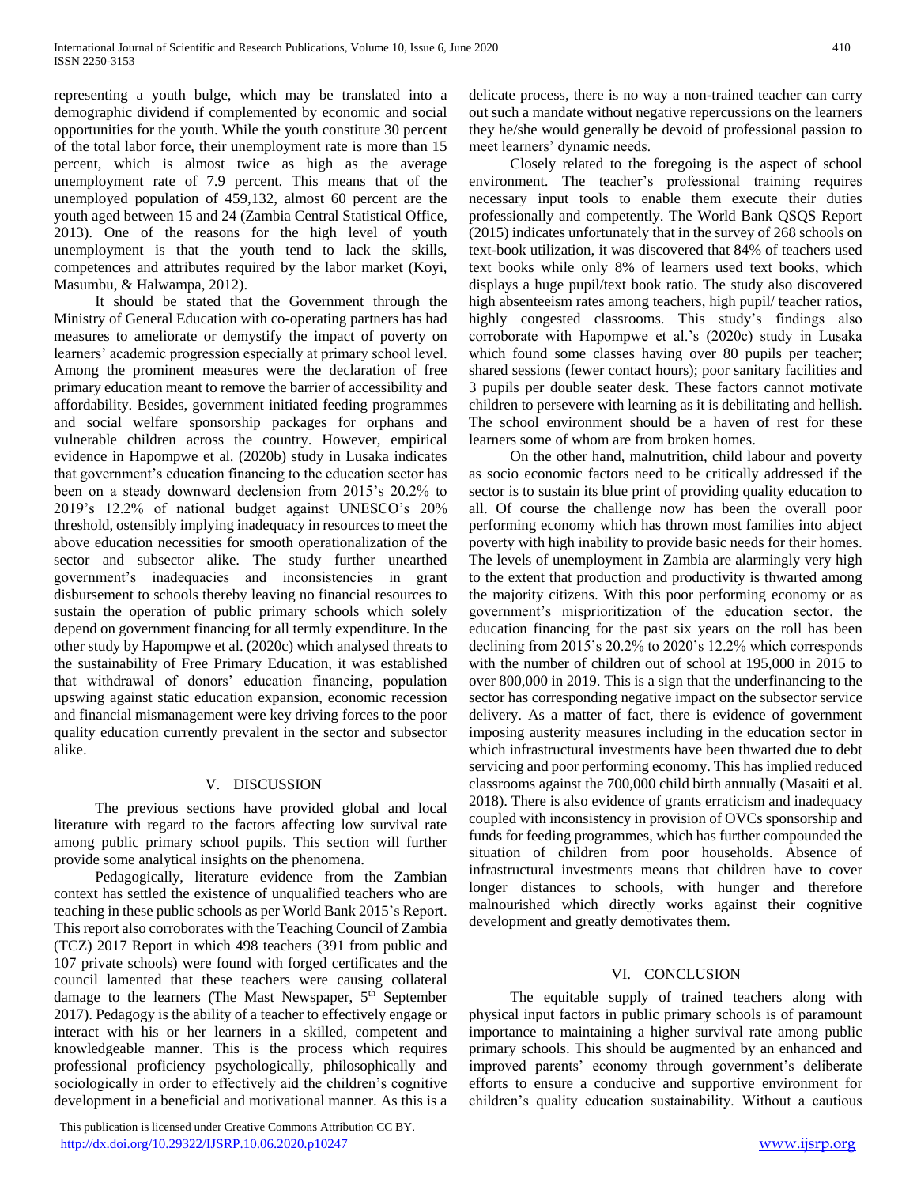representing a youth bulge, which may be translated into a demographic dividend if complemented by economic and social opportunities for the youth. While the youth constitute 30 percent of the total labor force, their unemployment rate is more than 15 percent, which is almost twice as high as the average unemployment rate of 7.9 percent. This means that of the unemployed population of 459,132, almost 60 percent are the youth aged between 15 and 24 (Zambia Central Statistical Office, 2013). One of the reasons for the high level of youth unemployment is that the youth tend to lack the skills, competences and attributes required by the labor market (Koyi, Masumbu, & Halwampa, 2012).

It should be stated that the Government through the Ministry of General Education with co-operating partners has had measures to ameliorate or demystify the impact of poverty on learners' academic progression especially at primary school level. Among the prominent measures were the declaration of free primary education meant to remove the barrier of accessibility and affordability. Besides, government initiated feeding programmes and social welfare sponsorship packages for orphans and vulnerable children across the country. However, empirical evidence in Hapompwe et al. (2020b) study in Lusaka indicates that government's education financing to the education sector has been on a steady downward declension from 2015's 20.2% to 2019's 12.2% of national budget against UNESCO's 20% threshold, ostensibly implying inadequacy in resources to meet the above education necessities for smooth operationalization of the sector and subsector alike. The study further unearthed government's inadequacies and inconsistencies in grant disbursement to schools thereby leaving no financial resources to sustain the operation of public primary schools which solely depend on government financing for all termly expenditure. In the other study by Hapompwe et al. (2020c) which analysed threats to the sustainability of Free Primary Education, it was established that withdrawal of donors' education financing, population upswing against static education expansion, economic recession and financial mismanagement were key driving forces to the poor quality education currently prevalent in the sector and subsector alike.

## V. DISCUSSION

The previous sections have provided global and local literature with regard to the factors affecting low survival rate among public primary school pupils. This section will further provide some analytical insights on the phenomena.

Pedagogically, literature evidence from the Zambian context has settled the existence of unqualified teachers who are teaching in these public schools as per World Bank 2015's Report. This report also corroborates with the Teaching Council of Zambia (TCZ) 2017 Report in which 498 teachers (391 from public and 107 private schools) were found with forged certificates and the council lamented that these teachers were causing collateral damage to the learners (The Mast Newspaper, 5th September 2017). Pedagogy is the ability of a teacher to effectively engage or interact with his or her learners in a skilled, competent and knowledgeable manner. This is the process which requires professional proficiency psychologically, philosophically and sociologically in order to effectively aid the children's cognitive development in a beneficial and motivational manner. As this is a delicate process, there is no way a non-trained teacher can carry out such a mandate without negative repercussions on the learners they he/she would generally be devoid of professional passion to meet learners' dynamic needs.

Closely related to the foregoing is the aspect of school environment. The teacher's professional training requires necessary input tools to enable them execute their duties professionally and competently. The World Bank QSQS Report (2015) indicates unfortunately that in the survey of 268 schools on text-book utilization, it was discovered that 84% of teachers used text books while only 8% of learners used text books, which displays a huge pupil/text book ratio. The study also discovered high absenteeism rates among teachers, high pupil/ teacher ratios, highly congested classrooms. This study's findings also corroborate with Hapompwe et al.'s (2020c) study in Lusaka which found some classes having over 80 pupils per teacher; shared sessions (fewer contact hours); poor sanitary facilities and 3 pupils per double seater desk. These factors cannot motivate children to persevere with learning as it is debilitating and hellish. The school environment should be a haven of rest for these learners some of whom are from broken homes.

On the other hand, malnutrition, child labour and poverty as socio economic factors need to be critically addressed if the sector is to sustain its blue print of providing quality education to all. Of course the challenge now has been the overall poor performing economy which has thrown most families into abject poverty with high inability to provide basic needs for their homes. The levels of unemployment in Zambia are alarmingly very high to the extent that production and productivity is thwarted among the majority citizens. With this poor performing economy or as government's misprioritization of the education sector, the education financing for the past six years on the roll has been declining from 2015's 20.2% to 2020's 12.2% which corresponds with the number of children out of school at 195,000 in 2015 to over 800,000 in 2019. This is a sign that the underfinancing to the sector has corresponding negative impact on the subsector service delivery. As a matter of fact, there is evidence of government imposing austerity measures including in the education sector in which infrastructural investments have been thwarted due to debt servicing and poor performing economy. This has implied reduced classrooms against the 700,000 child birth annually (Masaiti et al. 2018). There is also evidence of grants erraticism and inadequacy coupled with inconsistency in provision of OVCs sponsorship and funds for feeding programmes, which has further compounded the situation of children from poor households. Absence of infrastructural investments means that children have to cover longer distances to schools, with hunger and therefore malnourished which directly works against their cognitive development and greatly demotivates them.

## VI. CONCLUSION

The equitable supply of trained teachers along with physical input factors in public primary schools is of paramount importance to maintaining a higher survival rate among public primary schools. This should be augmented by an enhanced and improved parents' economy through government's deliberate efforts to ensure a conducive and supportive environment for children's quality education sustainability. Without a cautious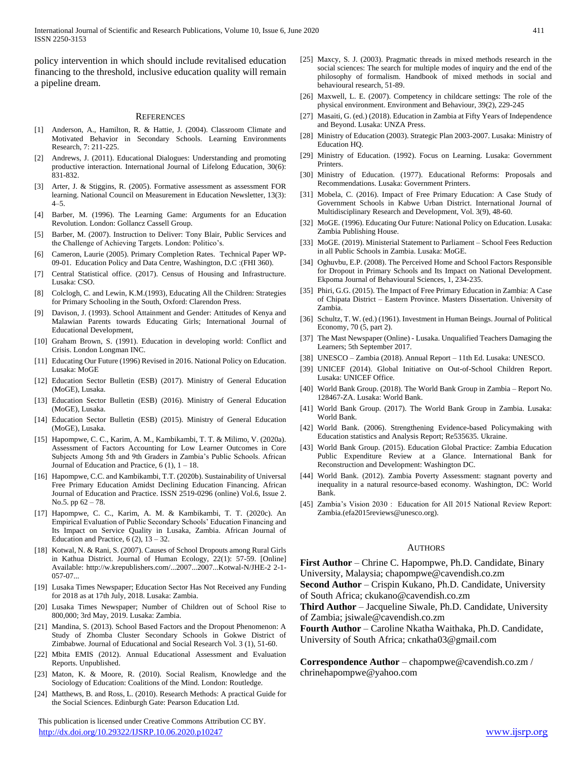policy intervention in which should include revitalised education financing to the threshold, inclusive education quality will remain a pipeline dream.

## REFERENCES

[1] Anderson, A., Hamilton, R. & Hattie, J. (2004). Classroom Climate and Motivated Behavior in Secondary Schools. Learning Environments Research, 7: 211-225.

[2] Andrews, J. (2011). Educational Dialogues: Understanding and promoting productive interaction. International Journal of Lifelong Education, 30(6): 831-832.

[3] Arter, J. & Stiggins, R. (2005). Formative assessment as assessment FOR learning. National Council on Measurement in Education Newsletter, 13(3): 4–5.

[4] Barber, M. (1996). The Learning Game: Arguments for an Education Revolution. London: Gollancz Cassell Group.

[5] Barber, M. (2007). Instruction to Deliver: Tony Blair, Public Services and the Challenge of Achieving Targets. London: Politico's.

[6] Cameron, Laurie (2005). Primary Completion Rates. Technical Paper WP-09-01. Education Policy and Data Centre, Washington, D.C :(FHI 360).

[7] Central Statistical office. (2017). Census of Housing and Infrastructure. Lusaka: CSO.

[8] Colclogh, C. and Lewin, K.M.(1993), Educating All the Children: Strategies for Primary Schooling in the South, Oxford: Clarendon Press.

[9] Davison, J. (1993). School Attainment and Gender: Attitudes of Kenya and Malawian Parents towards Educating Girls; International Journal of Educational Development,

[10] Graham Brown, S. (1991). Education in developing world: Conflict and Crisis. London Longman INC.

[11] Educating Our Future (1996) Revised in 2016. National Policy on Education. Lusaka: MoGE

[12] Education Sector Bulletin (ESB) (2017). Ministry of General Education (MoGE), Lusaka.

[13] Education Sector Bulletin (ESB) (2016). Ministry of General Education (MoGE), Lusaka.

[14] Education Sector Bulletin (ESB) (2015). Ministry of General Education (MoGE), Lusaka.

[15] Hapompwe, C. C., Karim, A. M., Kambikambi, T. T. & Milimo, V. (2020a). Assessment of Factors Accounting for Low Learner Outcomes in Core Subjects Among 5th and 9th Graders in Zambia's Public Schools. African Journal of Education and Practice, 6 (1), 1 – 18.

[16] Hapompwe, C.C. and Kambikambi, T.T. (2020b). Sustainability of Universal Free Primary Education Amidst Declining Education Financing. African Journal of Education and Practice. ISSN 2519-0296 (online) Vol.6, Issue 2. No.5. pp 62 – 78.

[17] Hapompwe, C. C., Karim, A. M. & Kambikambi, T. T. (2020c). An Empirical Evaluation of Public Secondary Schools' Education Financing and Its Impact on Service Quality in Lusaka, Zambia. African Journal of Education and Practice, 6 (2), 13 – 32.

[18] Kotwal, N. & Rani, S. (2007). Causes of School Dropouts among Rural Girls in Kathua District. Journal of Human Ecology, 22(1): 57-59. [Online] Available: http://w.krepublishers.com/...2007...2007...Kotwal-N/JHE-2 2-1-057-07...

[19] Lusaka Times Newspaper; Education Sector Has Not Received any Funding for 2018 as at 17th July, 2018. Lusaka: Zambia.

[20] Lusaka Times Newspaper; Number of Children out of School Rise to 800,000; 3rd May, 2019. Lusaka: Zambia.

[21] Mandina, S. (2013). School Based Factors and the Dropout Phenomenon: A Study of Zhomba Cluster Secondary Schools in Gokwe District of Zimbabwe. Journal of Educational and Social Research Vol. 3 (1), 51-60.

[22] Mbita EMIS (2012). Annual Educational Assessment and Evaluation Reports. Unpublished.

[23] Maton, K. & Moore, R. (2010). Social Realism, Knowledge and the Sociology of Education: Coalitions of the Mind. London: Routledge.

[24] Matthews, B. and Ross, L. (2010). Research Methods: A practical Guide for the Social Sciences. Edinburgh Gate: Pearson Education Ltd.

[25] Maxcy, S. J. (2003). Pragmatic threads in mixed methods research in the social sciences: The search for multiple modes of inquiry and the end of the philosophy of formalism. Handbook of mixed methods in social and behavioural research, 51-89.

[26] Maxwell, L. E. (2007). Competency in childcare settings: The role of the physical environment. Environment and Behaviour, 39(2), 229-245

[27] Masaiti, G. (ed.) (2018). Education in Zambia at Fifty Years of Independence and Beyond. Lusaka: UNZA Press.

[28] Ministry of Education (2003). Strategic Plan 2003-2007. Lusaka: Ministry of Education HQ.

[29] Ministry of Education. (1992). Focus on Learning. Lusaka: Government Printers.

[30] Ministry of Education. (1977). Educational Reforms: Proposals and Recommendations. Lusaka: Government Printers.

[31] Mobela, C. (2016). Impact of Free Primary Education: A Case Study of Government Schools in Kabwe Urban District. International Journal of Multidisciplinary Research and Development, Vol. 3(9), 48-60.

[32] MoGE. (1996). Educating Our Future: National Policy on Education. Lusaka: Zambia Publishing House.

[33] MoGE. (2019). Ministerial Statement to Parliament – School Fees Reduction in all Public Schools in Zambia. Lusaka: MoGE.

[34] Oghuvbu, E.P. (2008). The Perceived Home and School Factors Responsible for Dropout in Primary Schools and Its Impact on National Development. Ekpoma Journal of Behavioural Sciences, 1, 234-235.

[35] Phiri, G.G. (2015). The Impact of Free Primary Education in Zambia: A Case of Chipata District – Eastern Province. Masters Dissertation. University of Zambia.

[36] Schultz, T. W. (ed.) (1961). Investment in Human Beings. Journal of Political Economy, 70 (5, part 2).

[37] The Mast Newspaper (Online) - Lusaka. Unqualified Teachers Damaging the Learners; 5th September 2017.

[38] UNESCO – Zambia (2018). Annual Report – 11th Ed. Lusaka: UNESCO.

[39] UNICEF (2014). Global Initiative on Out-of-School Children Report. Lusaka: UNICEF Office.

[40] World Bank Group. (2018). The World Bank Group in Zambia – Report No. 128467-ZA. Lusaka: World Bank.

[41] World Bank Group. (2017). The World Bank Group in Zambia. Lusaka: World Bank.

[42] World Bank. (2006). Strengthening Evidence-based Policymaking with Education statistics and Analysis Report; Re535635. Ukraine.

[43] World Bank Group. (2015). Education Global Practice: Zambia Education Public Expenditure Review at a Glance. International Bank for Reconstruction and Development: Washington DC.

[44] World Bank. (2012). Zambia Poverty Assessment: stagnant poverty and inequality in a natural resource-based economy. Washington, DC: World Bank.

[45] Zambia's Vision 2030 : Education for All 2015 National Review Report: Zambia.(efa2015reviews@unesco.org).

## AUTHORS

**First Author** – Chrine C. Hapompwe, Ph.D. Candidate, Binary University, Malaysia; chapompwe@cavendish.co.zm

**Second Author** – Crispin Kukano, Ph.D. Candidate, University of South Africa; ckukano@cavendish.co.zm

**Third Author** – Jacqueline Siwale, Ph.D. Candidate, University of Zambia; jsiwale@cavendish.co.zm

**Fourth Author** – Caroline Nkatha Waithaka, Ph.D. Candidate, University of South Africa; cnkatha03@gmail.com

**Correspondence Author** – chapompwe@cavendish.co.zm / chrinehapompwe@yahoo.com